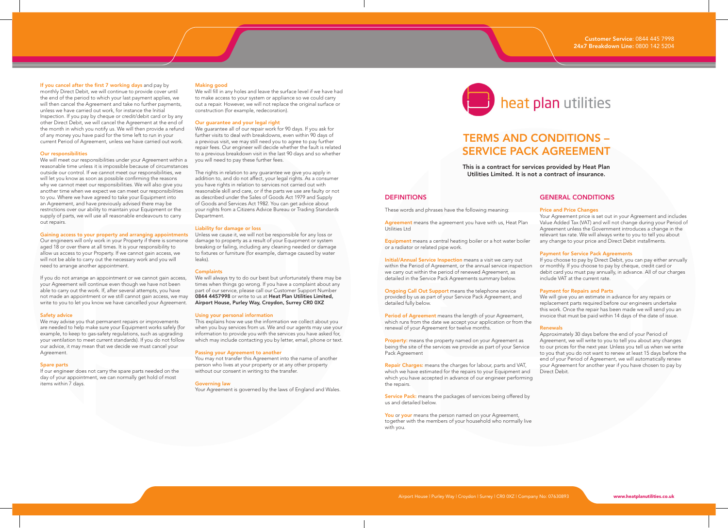Customer Service: 0844 445 7998
24x7 Breakdown Line: 0800 142 5204

**If you cancel after the first 7 working days** and pay by monthly Direct Debit, we will continue to provide cover until the end of the period to which your last payment applies, we will then cancel the Agreement and take no further payments, unless we have carried out work, for instance the Initial Inspection. If you pay by cheque or credit/debit card or by any other Direct Debit, we will cancel the Agreement at the end of the month in which you notify us. We will then provide a refund of any money you have paid for the time left to run in your current Period of Agreement, unless we have carried out work.

### Our responsibilities

We will meet our responsibilities under your Agreement within a reasonable time unless it is impossible because of circumstances outside our control. If we cannot meet our responsibilities, we will let you know as soon as possible confirming the reasons why we cannot meet our responsibilities. We will also give you another time when we expect we can meet our responsibilities to you. Where we have agreed to take your Equipment into an Agreement, and have previously advised there may be restrictions over our ability to maintain your Equipment or the supply of parts, we will use all reasonable endeavours to carry out repairs.

### Gaining access to your property and arranging appointments

Our engineers will only work in your Property if there is someone aged 18 or over there at all times. It is your responsibility to allow us access to your Property. If we cannot gain access, we will not be able to carry out the necessary work and you will need to arrange another appointment.

If you do not arrange an appointment or we cannot gain access, your Agreement will continue even though we have not been able to carry out the work. If, after several attempts, you have not made an appointment or we still cannot gain access, we may write to you to let you know we have cancelled your Agreement.

### Safety advice

We may advise you that permanent repairs or improvements are needed to help make sure your Equipment works safely (for example, to keep to gas-safety regulations, such as upgrading your ventilation to meet current standards). If you do not follow our advice, it may mean that we decide we must cancel your Agreement.

### Spare parts

If our engineer does not carry the spare parts needed on the day of your appointment, we can normally get hold of most items within 7 days.

### Making good

We will fill in any holes and leave the surface level if we have had to make access to your system or appliance so we could carry out a repair. However, we will not replace the original surface or construction (for example, redecoration).

### Our guarantee and your legal right

We guarantee all of our repair work for 90 days. If you ask for further visits to deal with breakdowns, even within 90 days of a previous visit, we may still need you to agree to pay further repair fees. Our engineer will decide whether the fault is related to a previous breakdown visit in the last 90 days and so whether you will need to pay these further fees.

The rights in relation to any guarantee we give you apply in addition to, and do not affect, your legal rights. As a consumer you have rights in relation to services not carried out with reasonable skill and care, or if the parts we use are faulty or not as described under the Sales of Goods Act 1979 and Supply of Goods and Services Act 1982. You can get advice about your rights from a Citizens Advice Bureau or Trading Standards Department.

### Liability for damage or loss

Unless we cause it, we will not be responsible for any loss or damage to property as a result of your Equipment or system breaking or failing, including any cleaning needed or damage to fixtures or furniture (for example, damage caused by water leaks).

### Complaints

We will always try to do our best but unfortunately there may be times when things go wrong. If you have a complaint about any part of our service, please call our Customer Support Number **0844 4457998** or write to us at **Heat Plan Utilities Limited, Airport House, Purley Way, Croydon, Surrey CR0 0XZ**

### Using your personal information

This explains how we use the information we collect about you when you buy services from us. We and our agents may use your information to provide you with the services you have asked for, which may include contacting you by letter, email, phone or text.

### Passing your Agreement to another

You may not transfer this Agreement into the name of another person who lives at your property or at any other property without our consent in writing to the transfer.

### Governing law

Your Agreement is governed by the laws of England and Wales.

heat plan utilities

# TERMS AND CONDITIONS – SERVICE PACK AGREEMENT

**This is a contract for services provided by Heat Plan Utilities Limited. It is not a contract of insurance.**

## DEFINITIONS

These words and phrases have the following meaning:

**Agreement** means the agreement you have with us, Heat Plan Utilities Ltd

**Equipment** means a central heating boiler or a hot water boiler or a radiator or related pipe work.

**Initial/Annual Service Inspection** means a visit we carry out within the Period of Agreement, or the annual service inspection we carry out within the period of renewed Agreement, as detailed in the Service Pack Agreements summary below.

**Ongoing Call Out Support** means the telephone service provided by us as part of your Service Pack Agreement, and detailed fully below.

**Period of Agreement** means the length of your Agreement, which runs from the date we accept your application or from the renewal of your Agreement for twelve months.

**Property:** means the property named on your Agreement as being the site of the services we provide as part of your Service Pack Agreement

**Repair Charges:** means the charges for labour, parts and VAT, which we have estimated for the repairs to your Equipment and which you have accepted in advance of our engineer performing the repairs.

**Service Pack:** means the packages of services being offered by us and detailed below.

**You** or **your** means the person named on your Agreement, together with the members of your household who normally live with you.

## GENERAL CONDITIONS

### Price and Price Changes

Your Agreement price is set out in your Agreement and includes Value Added Tax (VAT) and will not change during your Period of Agreement unless the Government introduces a change in the relevant tax rate. We will always write to you to tell you about any change to your price and Direct Debit installments.

### Payment for Service Pack Agreements

If you choose to pay by Direct Debit, you can pay either annually or monthly. If you choose to pay by cheque, credit card or debit card you must pay annually, in advance. All of our charges include VAT at the current rate.

### Payment for Repairs and Parts

We will give you an estimate in advance for any repairs or replacement parts required before our engineers undertake this work. Once the repair has been made we will send you an invoice that must be paid within 14 days of the date of issue.

### Renewals

Approximately 30 days before the end of your Period of Agreement, we will write to you to tell you about any changes to our prices for the next year. Unless you tell us when we write to you that you do not want to renew at least 15 days before the end of your Period of Agreement, we will automatically renew your Agreement for another year if you have chosen to pay by Direct Debit.

Airport House | Purley Way | Croydon | Surrey | CR0 0XZ | Company No: 07630893 www.heatplanutilities.co.uk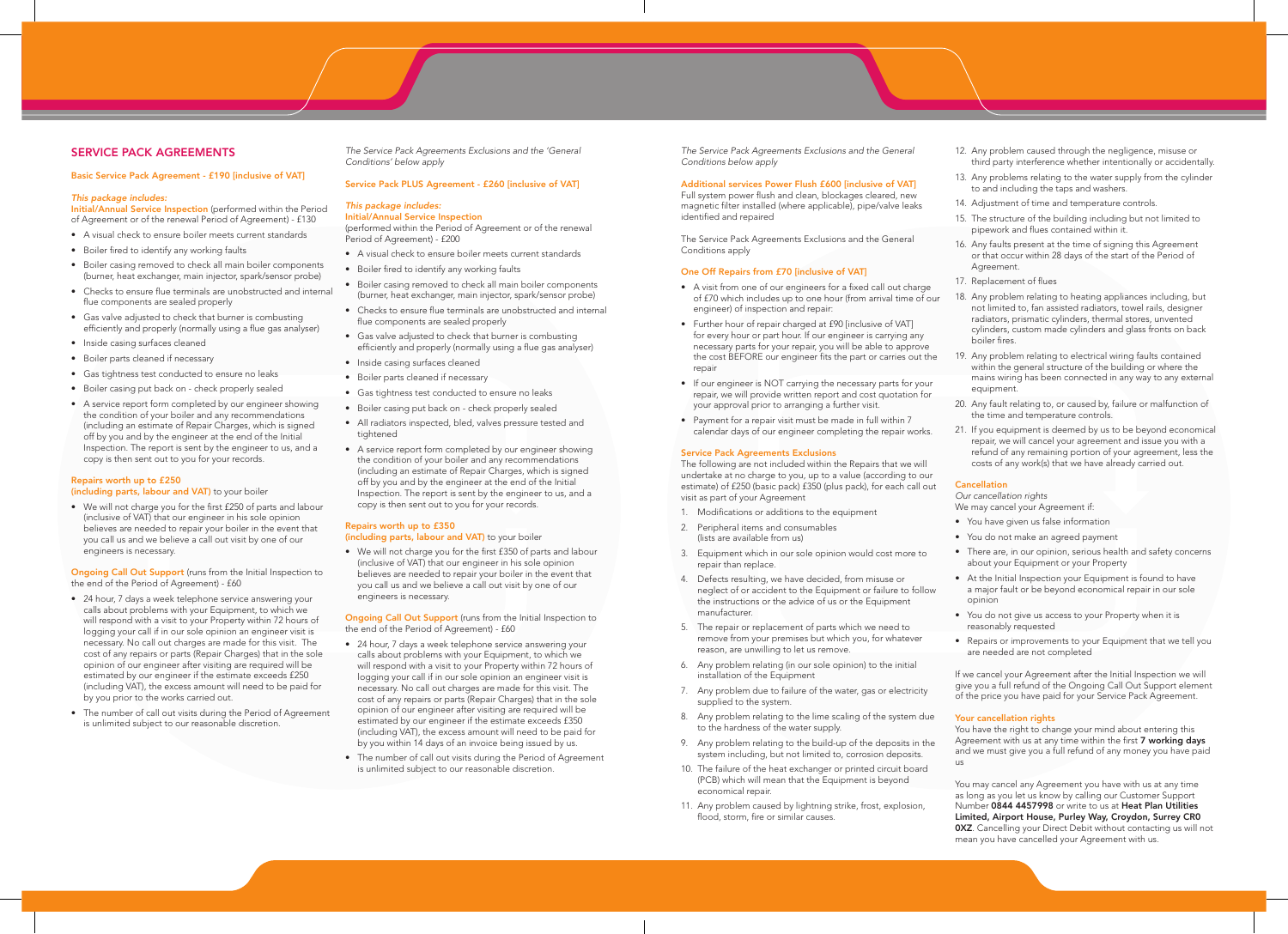## SERVICE PACK AGREEMENTS

### Basic Service Pack Agreement - £190 [inclusive of VAT]

*This package includes:*

**Initial/Annual Service Inspection** (performed within the Period of Agreement or of the renewal Period of Agreement) - £130

- A visual check to ensure boiler meets current standards
- Boiler fired to identify any working faults
- Boiler casing removed to check all main boiler components (burner, heat exchanger, main injector, spark/sensor probe)
- Checks to ensure flue terminals are unobstructed and internal flue components are sealed properly
- Gas valve adjusted to check that burner is combusting efficiently and properly (normally using a flue gas analyser)
- Inside casing surfaces cleaned
- Boiler parts cleaned if necessary
- Gas tightness test conducted to ensure no leaks
- Boiler casing put back on - check properly sealed
- A service report form completed by our engineer showing the condition of your boiler and any recommendations (including an estimate of Repair Charges, which is signed off by you and by the engineer at the end of the Initial Inspection. The report is sent by the engineer to us, and a copy is then sent out to you for your records.

**Repairs worth up to £250 (including parts, labour and VAT)** to your boiler

- We will not charge you for the first £250 of parts and labour (inclusive of VAT) that our engineer in his sole opinion believes are needed to repair your boiler in the event that you call us and we believe a call out visit by one of our engineers is necessary.

**Ongoing Call Out Support** (runs from the Initial Inspection to the end of the Period of Agreement) - £60

- 24 hour, 7 days a week telephone service answering your calls about problems with your Equipment, to which we will respond with a visit to your Property within 72 hours of logging your call if in our sole opinion an engineer visit is necessary. No call out charges are made for this visit. The cost of any repairs or parts (Repair Charges) that in the sole opinion of our engineer after visiting are required will be estimated by our engineer if the estimate exceeds £250 (including VAT), the excess amount will need to be paid for by you prior to the works carried out.
- The number of call out visits during the Period of Agreement is unlimited subject to our reasonable discretion.

*The Service Pack Agreements Exclusions and the 'General Conditions' below apply*

### Service Pack PLUS Agreement - £260 [inclusive of VAT]

*This package includes:*

**Initial/Annual Service Inspection**

(performed within the Period of Agreement or of the renewal Period of Agreement) - £200

- A visual check to ensure boiler meets current standards
- Boiler fired to identify any working faults
- Boiler casing removed to check all main boiler components (burner, heat exchanger, main injector, spark/sensor probe)
- Checks to ensure flue terminals are unobstructed and internal flue components are sealed properly
- Gas valve adjusted to check that burner is combusting efficiently and properly (normally using a flue gas analyser)
- Inside casing surfaces cleaned
- Boiler parts cleaned if necessary
- Gas tightness test conducted to ensure no leaks
- Boiler casing put back on - check properly sealed
- All radiators inspected, bled, valves pressure tested and tightened
- A service report form completed by our engineer showing the condition of your boiler and any recommendations (including an estimate of Repair Charges, which is signed off by you and by the engineer at the end of the Initial Inspection. The report is sent by the engineer to us, and a copy is then sent out to you for your records.

**Repairs worth up to £350 (including parts, labour and VAT)** to your boiler

- We will not charge you for the first £350 of parts and labour (inclusive of VAT) that our engineer in his sole opinion believes are needed to repair your boiler in the event that you call us and we believe a call out visit by one of our engineers is necessary.

**Ongoing Call Out Support** (runs from the Initial Inspection to the end of the Period of Agreement) - £60

- 24 hour, 7 days a week telephone service answering your calls about problems with your Equipment, to which we will respond with a visit to your Property within 72 hours of logging your call if in our sole opinion an engineer visit is necessary. No call out charges are made for this visit. The cost of any repairs or parts (Repair Charges) that in the sole opinion of our engineer after visiting are required will be estimated by our engineer if the estimate exceeds £350 (including VAT), the excess amount will need to be paid for by you within 14 days of an invoice being issued by us.
- The number of call out visits during the Period of Agreement is unlimited subject to our reasonable discretion.

*The Service Pack Agreements Exclusions and the General Conditions below apply*

### Additional services Power Flush £600 [inclusive of VAT]

Full system power flush and clean, blockages cleared, new magnetic filter installed (where applicable), pipe/valve leaks identified and repaired

The Service Pack Agreements Exclusions and the General Conditions apply

### One Off Repairs from £70 [inclusive of VAT]

- A visit from one of our engineers for a fixed call out charge of £70 which includes up to one hour (from arrival time of our engineer) of inspection and repair:
- Further hour of repair charged at £90 [inclusive of VAT] for every hour or part hour. If our engineer is carrying any necessary parts for your repair, you will be able to approve the cost BEFORE our engineer fits the part or carries out the repair
- If our engineer is NOT carrying the necessary parts for your repair, we will provide written report and cost quotation for your approval prior to arranging a further visit.
- Payment for a repair visit must be made in full within 7 calendar days of our engineer completing the repair works.

### Service Pack Agreements Exclusions

The following are not included within the Repairs that we will undertake at no charge to you, up to a value (according to our estimate) of £250 (basic pack) £350 (plus pack), for each call out visit as part of your Agreement

1. Modifications or additions to the equipment
2. Peripheral items and consumables (lists are available from us)
3. Equipment which in our sole opinion would cost more to repair than replace.
4. Defects resulting, we have decided, from misuse or neglect of or accident to the Equipment or failure to follow the instructions or the advice of us or the Equipment manufacturer.
5. The repair or replacement of parts which we need to remove from your premises but which you, for whatever reason, are unwilling to let us remove.
6. Any problem relating (in our sole opinion) to the initial installation of the Equipment
7. Any problem due to failure of the water, gas or electricity supplied to the system.
8. Any problem relating to the lime scaling of the system due to the hardness of the water supply.
9. Any problem relating to the build-up of the deposits in the system including, but not limited to, corrosion deposits.
10. The failure of the heat exchanger or printed circuit board (PCB) which will mean that the Equipment is beyond economical repair.
11. Any problem caused by lightning strike, frost, explosion, flood, storm, fire or similar causes.
12. Any problem caused through the negligence, misuse or third party interference whether intentionally or accidentally.
13. Any problems relating to the water supply from the cylinder to and including the taps and washers.
14. Adjustment of time and temperature controls.
15. The structure of the building including but not limited to pipework and flues contained within it.
16. Any faults present at the time of signing this Agreement or that occur within 28 days of the start of the Period of Agreement.
17. Replacement of flues
18. Any problem relating to heating appliances including, but not limited to, fan assisted radiators, towel rails, designer radiators, prismatic cylinders, thermal stores, unvented cylinders, custom made cylinders and glass fronts on back boiler fires.
19. Any problem relating to electrical wiring faults contained within the general structure of the building or where the mains wiring has been connected in any way to any external equipment.
20. Any fault relating to, or caused by, failure or malfunction of the time and temperature controls.
21. If you equipment is deemed by us to be beyond economical repair, we will cancel your agreement and issue you with a refund of any remaining portion of your agreement, less the costs of any work(s) that we have already carried out.

### Cancellation

*Our cancellation rights*

We may cancel your Agreement if:

- You have given us false information
- You do not make an agreed payment
- There are, in our opinion, serious health and safety concerns about your Equipment or your Property
- At the Initial Inspection your Equipment is found to have a major fault or be beyond economical repair in our sole opinion
- You do not give us access to your Property when it is reasonably requested
- Repairs or improvements to your Equipment that we tell you are needed are not completed

If we cancel your Agreement after the Initial Inspection we will give you a full refund of the Ongoing Call Out Support element of the price you have paid for your Service Pack Agreement.

### Your cancellation rights

You have the right to change your mind about entering this Agreement with us at any time within the first **7 working days** and we must give you a full refund of any money you have paid us

You may cancel any Agreement you have with us at any time as long as you let us know by calling our Customer Support Number **0844 4457998** or write to us at **Heat Plan Utilities Limited, Airport House, Purley Way, Croydon, Surrey CR0 0XZ**. Cancelling your Direct Debit without contacting us will not mean you have cancelled your Agreement with us.